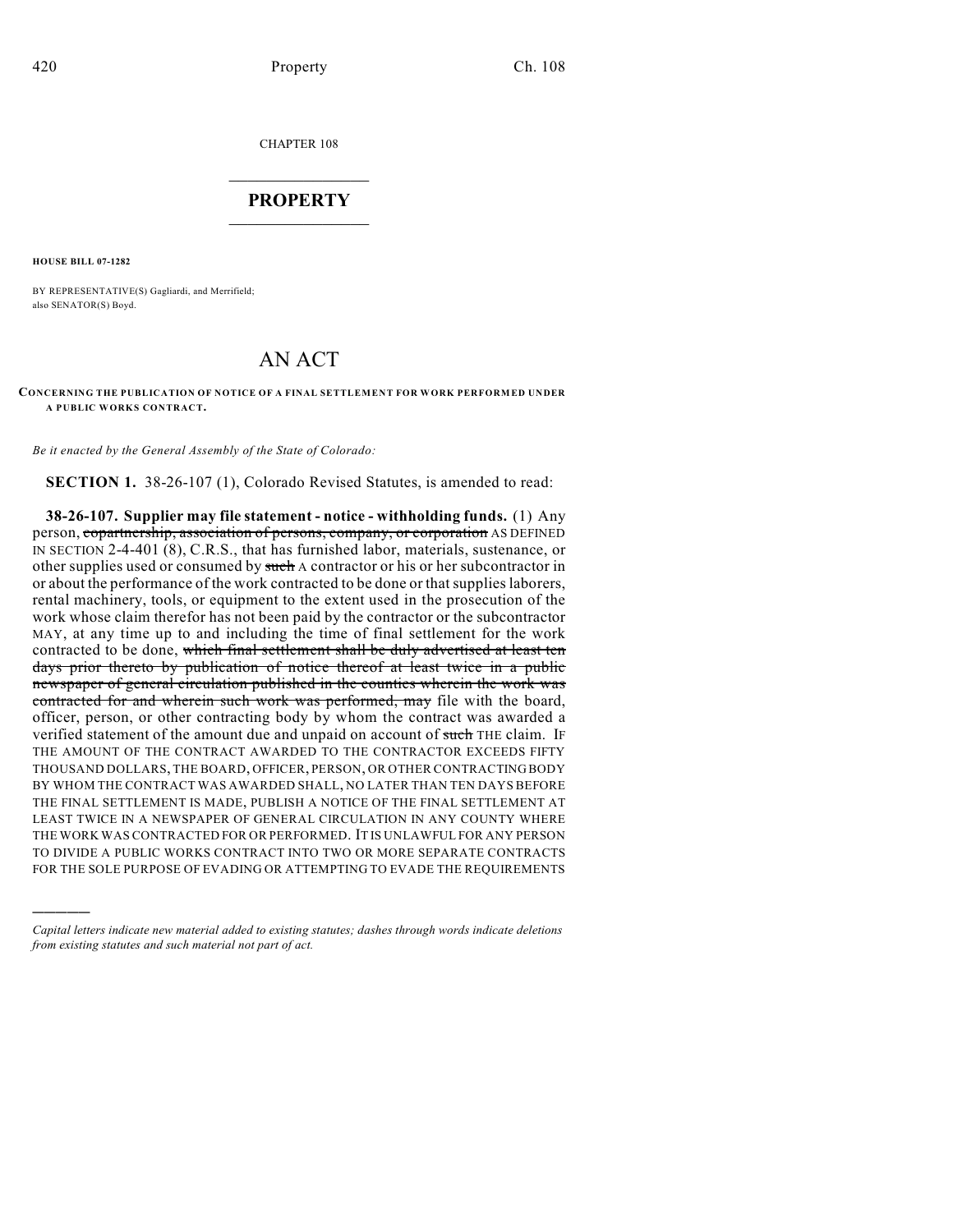CHAPTER 108

# PROPERTY

**HOUSE BILL 07-1282**

BY REPRESENTATIVE(S) Gagliardi, and Merrifield;
also SENATOR(S) Boyd.

# AN ACT

**CONCERNING THE PUBLICATION OF NOTICE OF A FINAL SETTLEMENT FOR WORK PERFORMED UNDER A PUBLIC WORKS CONTRACT.**

*Be it enacted by the General Assembly of the State of Colorado:*

**SECTION 1.** 38-26-107 (1), Colorado Revised Statutes, is amended to read:

**38-26-107. Supplier may file statement - notice - withholding funds.** (1) Any person, ~~copartnership, association of persons, company, or corporation~~ AS DEFINED IN SECTION 2-4-401 (8), C.R.S., that has furnished labor, materials, sustenance, or other supplies used or consumed by ~~such~~ A contractor or his or her subcontractor in or about the performance of the work contracted to be done or that supplies laborers, rental machinery, tools, or equipment to the extent used in the prosecution of the work whose claim therefor has not been paid by the contractor or the subcontractor MAY, at any time up to and including the time of final settlement for the work contracted to be done, ~~which final settlement shall be duly advertised at least ten days prior thereto by publication of notice thereof at least twice in a public newspaper of general circulation published in the counties wherein the work was contracted for and wherein such work was performed, may~~ file with the board, officer, person, or other contracting body by whom the contract was awarded a verified statement of the amount due and unpaid on account of ~~such~~ THE claim. IF THE AMOUNT OF THE CONTRACT AWARDED TO THE CONTRACTOR EXCEEDS FIFTY THOUSAND DOLLARS, THE BOARD, OFFICER, PERSON, OR OTHER CONTRACTING BODY BY WHOM THE CONTRACT WAS AWARDED SHALL, NO LATER THAN TEN DAYS BEFORE THE FINAL SETTLEMENT IS MADE, PUBLISH A NOTICE OF THE FINAL SETTLEMENT AT LEAST TWICE IN A NEWSPAPER OF GENERAL CIRCULATION IN ANY COUNTY WHERE THE WORK WAS CONTRACTED FOR OR PERFORMED. IT IS UNLAWFUL FOR ANY PERSON TO DIVIDE A PUBLIC WORKS CONTRACT INTO TWO OR MORE SEPARATE CONTRACTS FOR THE SOLE PURPOSE OF EVADING OR ATTEMPTING TO EVADE THE REQUIREMENTS

---

*Capital letters indicate new material added to existing statutes; dashes through words indicate deletions from existing statutes and such material not part of act.*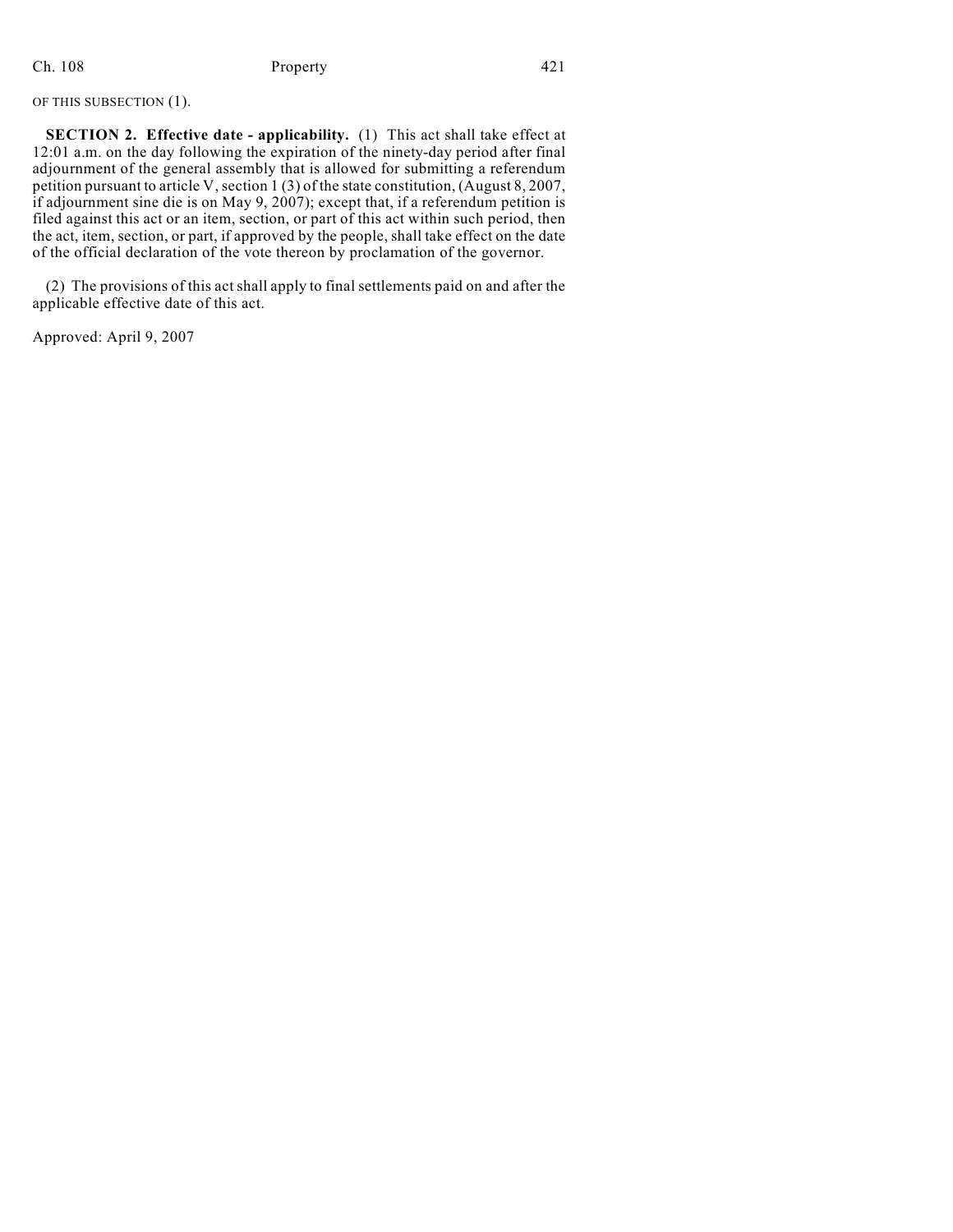OF THIS SUBSECTION (1).

**SECTION 2. Effective date - applicability.** (1) This act shall take effect at 12:01 a.m. on the day following the expiration of the ninety-day period after final adjournment of the general assembly that is allowed for submitting a referendum petition pursuant to article V, section 1 (3) of the state constitution, (August 8, 2007, if adjournment sine die is on May 9, 2007); except that, if a referendum petition is filed against this act or an item, section, or part of this act within such period, then the act, item, section, or part, if approved by the people, shall take effect on the date of the official declaration of the vote thereon by proclamation of the governor.

(2) The provisions of this act shall apply to final settlements paid on and after the applicable effective date of this act.

Approved: April 9, 2007